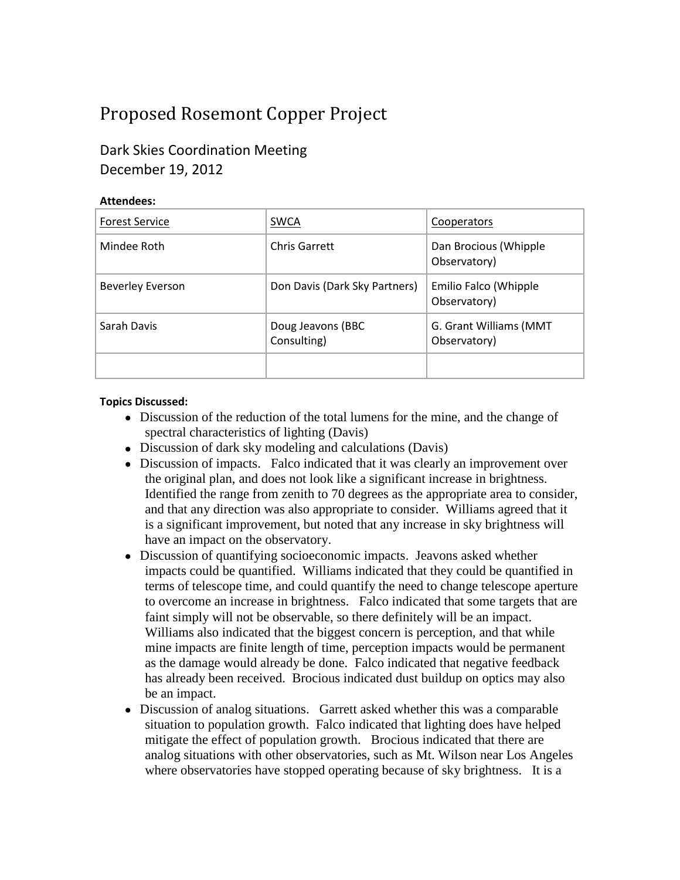# Proposed Rosemont Copper Project

## Dark Skies Coordination Meeting
## December 19, 2012

**Attendees:**

| Forest Service | SWCA | Cooperators |
|---|---|---|
| Mindee Roth | Chris Garrett | Dan Brocious (Whipple Observatory) |
| Beverley Everson | Don Davis (Dark Sky Partners) | Emilio Falco (Whipple Observatory) |
| Sarah Davis | Doug Jeavons (BBC Consulting) | G. Grant Williams (MMT Observatory) |
| | | |

**Topics Discussed:**

- Discussion of the reduction of the total lumens for the mine, and the change of spectral characteristics of lighting (Davis)
- Discussion of dark sky modeling and calculations (Davis)
- Discussion of impacts. Falco indicated that it was clearly an improvement over the original plan, and does not look like a significant increase in brightness. Identified the range from zenith to 70 degrees as the appropriate area to consider, and that any direction was also appropriate to consider. Williams agreed that it is a significant improvement, but noted that any increase in sky brightness will have an impact on the observatory.
- Discussion of quantifying socioeconomic impacts. Jeavons asked whether impacts could be quantified. Williams indicated that they could be quantified in terms of telescope time, and could quantify the need to change telescope aperture to overcome an increase in brightness. Falco indicated that some targets that are faint simply will not be observable, so there definitely will be an impact. Williams also indicated that the biggest concern is perception, and that while mine impacts are finite length of time, perception impacts would be permanent as the damage would already be done. Falco indicated that negative feedback has already been received. Brocious indicated dust buildup on optics may also be an impact.
- Discussion of analog situations. Garrett asked whether this was a comparable situation to population growth. Falco indicated that lighting does have helped mitigate the effect of population growth. Brocious indicated that there are analog situations with other observatories, such as Mt. Wilson near Los Angeles where observatories have stopped operating because of sky brightness. It is a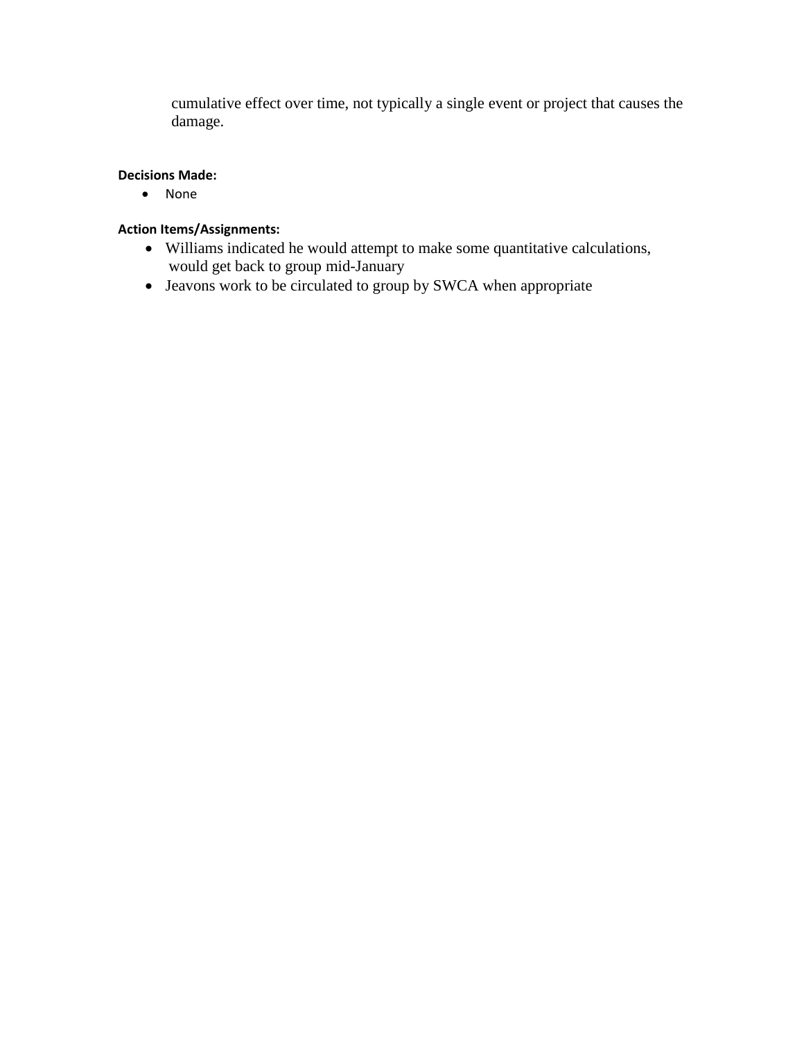cumulative effect over time, not typically a single event or project that causes the damage.

**Decisions Made:**

- None

**Action Items/Assignments:**

- Williams indicated he would attempt to make some quantitative calculations, would get back to group mid-January
- Jeavons work to be circulated to group by SWCA when appropriate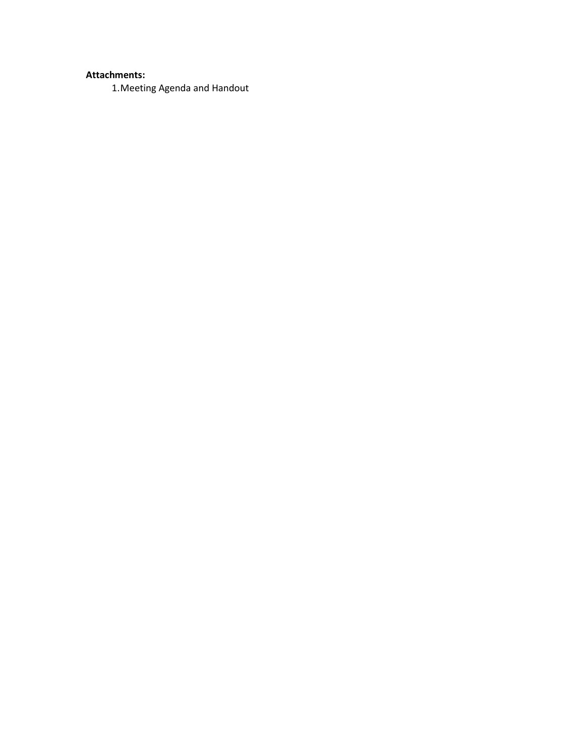**Attachments:**

1. Meeting Agenda and Handout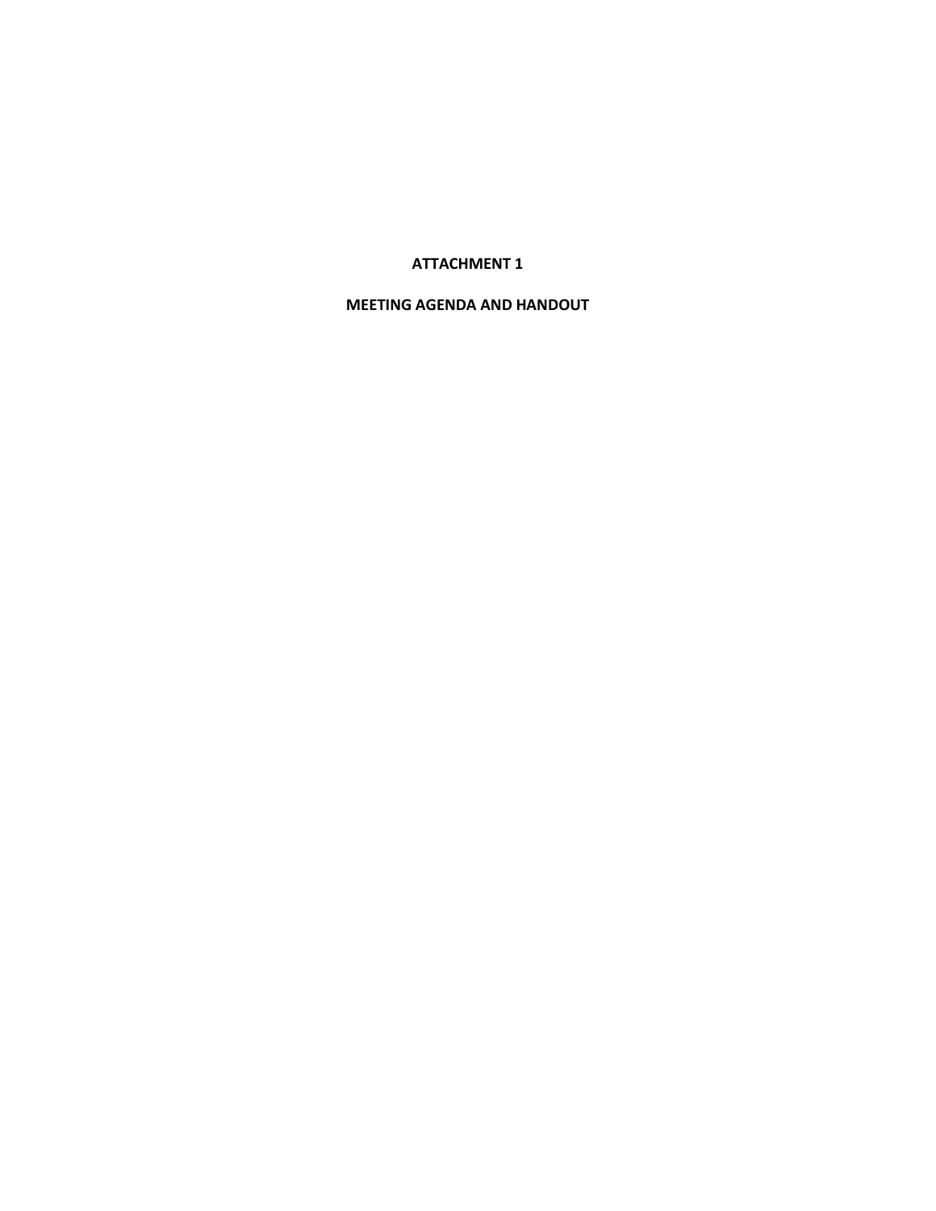**ATTACHMENT 1**

**MEETING AGENDA AND HANDOUT**